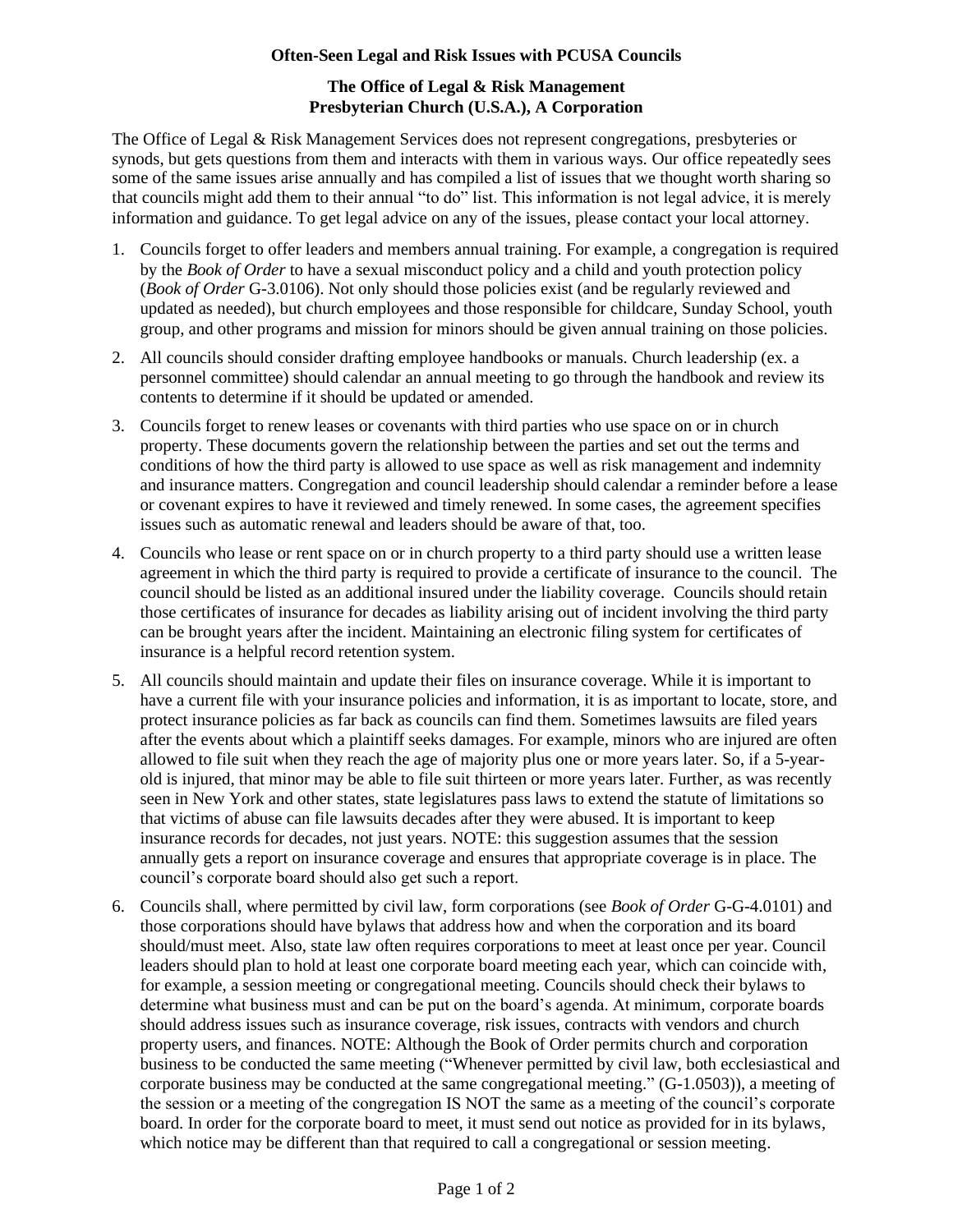**Often-Seen Legal and Risk Issues with PCUSA Councils**

**The Office of Legal & Risk Management**
**Presbyterian Church (U.S.A.), A Corporation**

The Office of Legal & Risk Management Services does not represent congregations, presbyteries or synods, but gets questions from them and interacts with them in various ways. Our office repeatedly sees some of the same issues arise annually and has compiled a list of issues that we thought worth sharing so that councils might add them to their annual "to do" list. This information is not legal advice, it is merely information and guidance. To get legal advice on any of the issues, please contact your local attorney.

1. Councils forget to offer leaders and members annual training. For example, a congregation is required by the *Book of Order* to have a sexual misconduct policy and a child and youth protection policy (*Book of Order* G-3.0106). Not only should those policies exist (and be regularly reviewed and updated as needed), but church employees and those responsible for childcare, Sunday School, youth group, and other programs and mission for minors should be given annual training on those policies.

2. All councils should consider drafting employee handbooks or manuals. Church leadership (ex. a personnel committee) should calendar an annual meeting to go through the handbook and review its contents to determine if it should be updated or amended.

3. Councils forget to renew leases or covenants with third parties who use space on or in church property. These documents govern the relationship between the parties and set out the terms and conditions of how the third party is allowed to use space as well as risk management and indemnity and insurance matters. Congregation and council leadership should calendar a reminder before a lease or covenant expires to have it reviewed and timely renewed. In some cases, the agreement specifies issues such as automatic renewal and leaders should be aware of that, too.

4. Councils who lease or rent space on or in church property to a third party should use a written lease agreement in which the third party is required to provide a certificate of insurance to the council. The council should be listed as an additional insured under the liability coverage. Councils should retain those certificates of insurance for decades as liability arising out of incident involving the third party can be brought years after the incident. Maintaining an electronic filing system for certificates of insurance is a helpful record retention system.

5. All councils should maintain and update their files on insurance coverage. While it is important to have a current file with your insurance policies and information, it is as important to locate, store, and protect insurance policies as far back as councils can find them. Sometimes lawsuits are filed years after the events about which a plaintiff seeks damages. For example, minors who are injured are often allowed to file suit when they reach the age of majority plus one or more years later. So, if a 5-year-old is injured, that minor may be able to file suit thirteen or more years later. Further, as was recently seen in New York and other states, state legislatures pass laws to extend the statute of limitations so that victims of abuse can file lawsuits decades after they were abused. It is important to keep insurance records for decades, not just years. NOTE: this suggestion assumes that the session annually gets a report on insurance coverage and ensures that appropriate coverage is in place. The council's corporate board should also get such a report.

6. Councils shall, where permitted by civil law, form corporations (see *Book of Order* G-G-4.0101) and those corporations should have bylaws that address how and when the corporation and its board should/must meet. Also, state law often requires corporations to meet at least once per year. Council leaders should plan to hold at least one corporate board meeting each year, which can coincide with, for example, a session meeting or congregational meeting. Councils should check their bylaws to determine what business must and can be put on the board's agenda. At minimum, corporate boards should address issues such as insurance coverage, risk issues, contracts with vendors and church property users, and finances. NOTE: Although the Book of Order permits church and corporation business to be conducted the same meeting ("Whenever permitted by civil law, both ecclesiastical and corporate business may be conducted at the same congregational meeting." (G-1.0503)), a meeting of the session or a meeting of the congregation IS NOT the same as a meeting of the council's corporate board. In order for the corporate board to meet, it must send out notice as provided for in its bylaws, which notice may be different than that required to call a congregational or session meeting.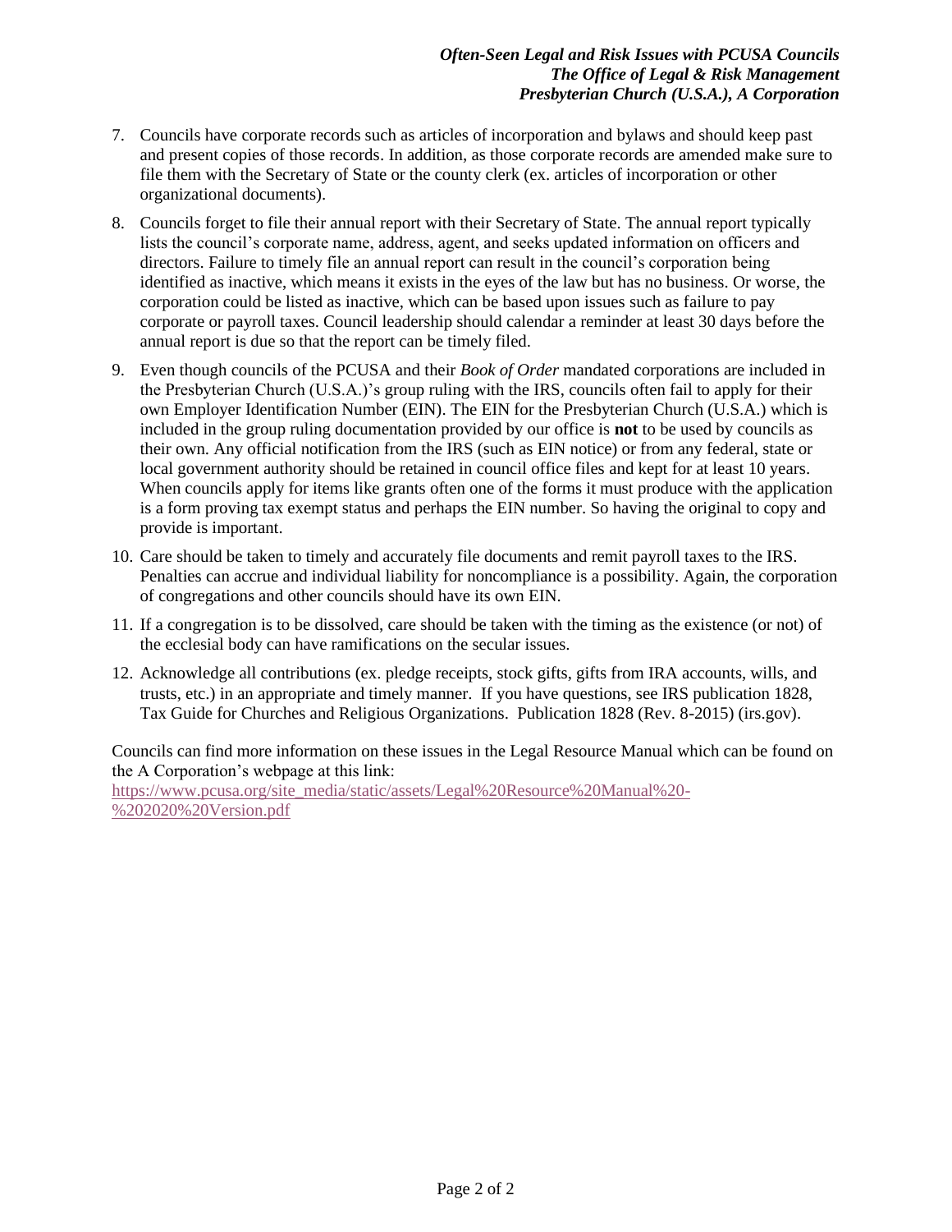7. Councils have corporate records such as articles of incorporation and bylaws and should keep past and present copies of those records. In addition, as those corporate records are amended make sure to file them with the Secretary of State or the county clerk (ex. articles of incorporation or other organizational documents).

8. Councils forget to file their annual report with their Secretary of State. The annual report typically lists the council's corporate name, address, agent, and seeks updated information on officers and directors. Failure to timely file an annual report can result in the council's corporation being identified as inactive, which means it exists in the eyes of the law but has no business. Or worse, the corporation could be listed as inactive, which can be based upon issues such as failure to pay corporate or payroll taxes. Council leadership should calendar a reminder at least 30 days before the annual report is due so that the report can be timely filed.

9. Even though councils of the PCUSA and their *Book of Order* mandated corporations are included in the Presbyterian Church (U.S.A.)'s group ruling with the IRS, councils often fail to apply for their own Employer Identification Number (EIN). The EIN for the Presbyterian Church (U.S.A.) which is included in the group ruling documentation provided by our office is **not** to be used by councils as their own. Any official notification from the IRS (such as EIN notice) or from any federal, state or local government authority should be retained in council office files and kept for at least 10 years. When councils apply for items like grants often one of the forms it must produce with the application is a form proving tax exempt status and perhaps the EIN number. So having the original to copy and provide is important.

10. Care should be taken to timely and accurately file documents and remit payroll taxes to the IRS. Penalties can accrue and individual liability for noncompliance is a possibility. Again, the corporation of congregations and other councils should have its own EIN.

11. If a congregation is to be dissolved, care should be taken with the timing as the existence (or not) of the ecclesial body can have ramifications on the secular issues.

12. Acknowledge all contributions (ex. pledge receipts, stock gifts, gifts from IRA accounts, wills, and trusts, etc.) in an appropriate and timely manner. If you have questions, see IRS publication 1828, Tax Guide for Churches and Religious Organizations. Publication 1828 (Rev. 8-2015) (irs.gov).

Councils can find more information on these issues in the Legal Resource Manual which can be found on the A Corporation's webpage at this link:
[https://www.pcusa.org/site_media/static/assets/Legal%20Resource%20Manual%20-%202020%20Version.pdf](https://www.pcusa.org/site_media/static/assets/Legal%20Resource%20Manual%20-%202020%20Version.pdf)